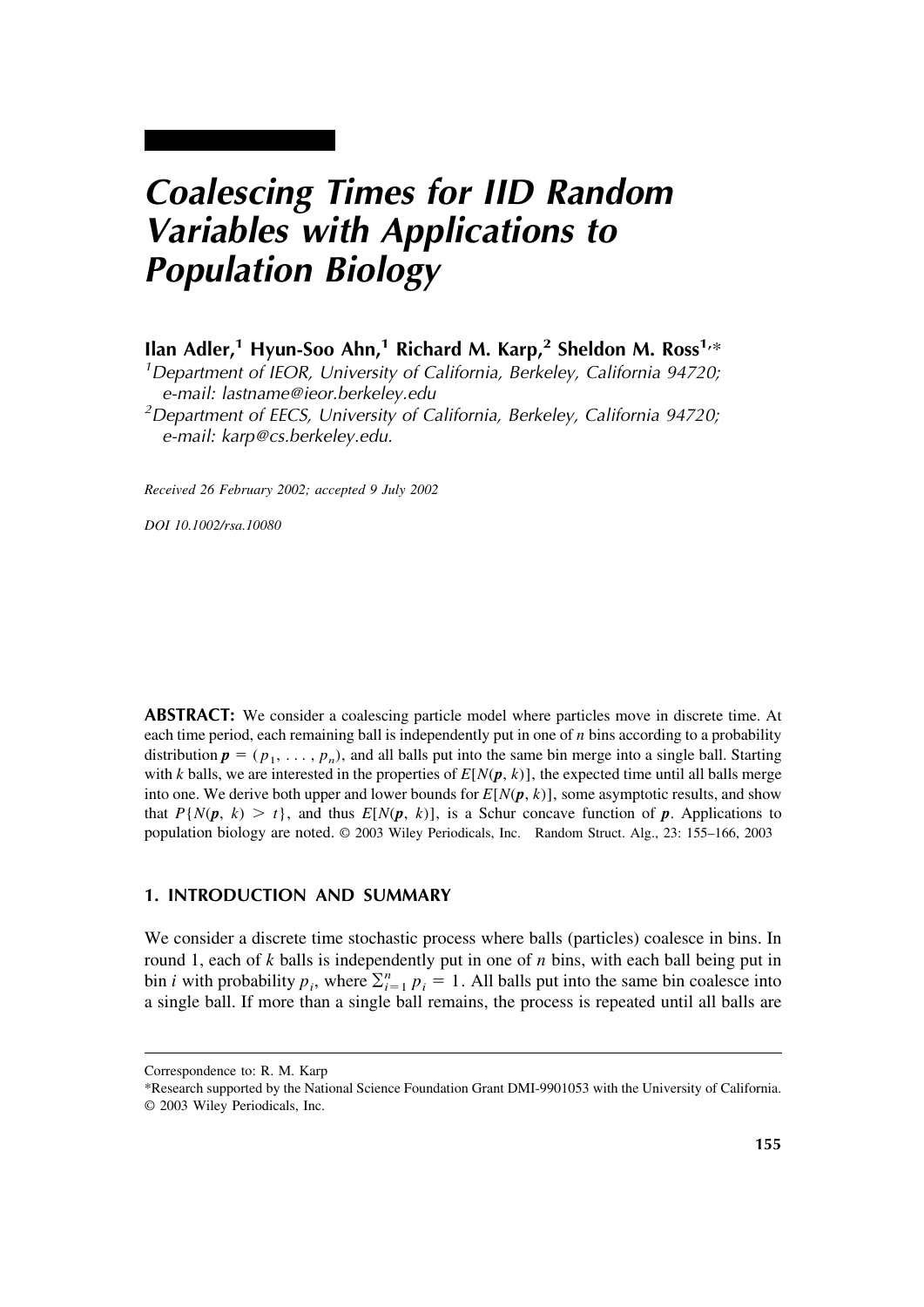# *Coalescing Times for IID Random Variables with Applications to Population Biology*

**Ilan Adler,[1] Hyun-Soo Ahn,[1] Richard M. Karp,[2] Sheldon M. Ross[1,*]**

[1] *Department of IEOR, University of California, Berkeley, California 94720; e-mail: lastname@ieor.berkeley.edu*

[2] *Department of EECS, University of California, Berkeley, California 94720; e-mail: karp@cs.berkeley.edu.*

*Received 26 February 2002; accepted 9 July 2002*

*DOI 10.1002/rsa.10080*

**ABSTRACT:** We consider a coalescing particle model where particles move in discrete time. At each time period, each remaining ball is independently put in one of $n$ bins according to a probability distribution $\boldsymbol{p} = (p_1, \ldots, p_n)$, and all balls put into the same bin merge into a single ball. Starting with $k$ balls, we are interested in the properties of $E[N(\boldsymbol{p}, k)]$, the expected time until all balls merge into one. We derive both upper and lower bounds for $E[N(\boldsymbol{p}, k)]$, some asymptotic results, and show that $P\{N(\boldsymbol{p}, k) > t\}$, and thus $E[N(\boldsymbol{p}, k)]$, is a Schur concave function of $\boldsymbol{p}$. Applications to population biology are noted. © 2003 Wiley Periodicals, Inc. Random Struct. Alg., 23: 155–166, 2003

## 1. INTRODUCTION AND SUMMARY

We consider a discrete time stochastic process where balls (particles) coalesce in bins. In round 1, each of $k$ balls is independently put in one of $n$ bins, with each ball being put in bin $i$ with probability $p_i$, where $\sum_{i=1}^{n} p_i = 1$. All balls put into the same bin coalesce into a single ball. If more than a single ball remains, the process is repeated until all balls are

---

Correspondence to: R. M. Karp

*Research supported by the National Science Foundation Grant DMI-9901053 with the University of California.

© 2003 Wiley Periodicals, Inc.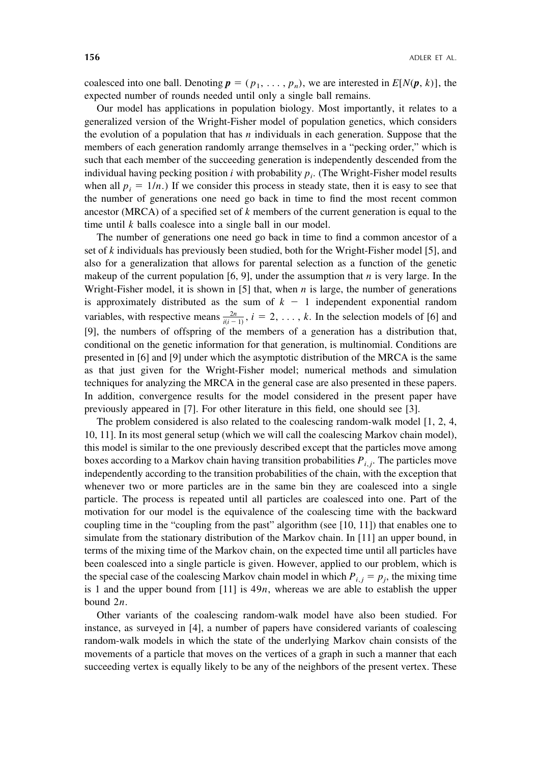coalesced into one ball. Denoting $\boldsymbol{p} = (p_1, \ldots, p_n)$, we are interested in $E[N(\boldsymbol{p}, k)]$, the expected number of rounds needed until only a single ball remains.

Our model has applications in population biology. Most importantly, it relates to a generalized version of the Wright-Fisher model of population genetics, which considers the evolution of a population that has $n$ individuals in each generation. Suppose that the members of each generation randomly arrange themselves in a "pecking order," which is such that each member of the succeeding generation is independently descended from the individual having pecking position $i$ with probability $p_i$. (The Wright-Fisher model results when all $p_i = 1/n$.) If we consider this process in steady state, then it is easy to see that the number of generations one need go back in time to find the most recent common ancestor (MRCA) of a specified set of $k$ members of the current generation is equal to the time until $k$ balls coalesce into a single ball in our model.

The number of generations one need go back in time to find a common ancestor of a set of $k$ individuals has previously been studied, both for the Wright-Fisher model [5], and also for a generalization that allows for parental selection as a function of the genetic makeup of the current population [6, 9], under the assumption that $n$ is very large. In the Wright-Fisher model, it is shown in [5] that, when $n$ is large, the number of generations is approximately distributed as the sum of $k - 1$ independent exponential random variables, with respective means $\frac{2n}{i(i-1)}$, $i = 2, \ldots, k$. In the selection models of [6] and [9], the numbers of offspring of the members of a generation has a distribution that, conditional on the genetic information for that generation, is multinomial. Conditions are presented in [6] and [9] under which the asymptotic distribution of the MRCA is the same as that just given for the Wright-Fisher model; numerical methods and simulation techniques for analyzing the MRCA in the general case are also presented in these papers. In addition, convergence results for the model considered in the present paper have previously appeared in [7]. For other literature in this field, one should see [3].

The problem considered is also related to the coalescing random-walk model [1, 2, 4, 10, 11]. In its most general setup (which we will call the coalescing Markov chain model), this model is similar to the one previously described except that the particles move among boxes according to a Markov chain having transition probabilities $P_{i,j}$. The particles move independently according to the transition probabilities of the chain, with the exception that whenever two or more particles are in the same bin they are coalesced into a single particle. The process is repeated until all particles are coalesced into one. Part of the motivation for our model is the equivalence of the coalescing time with the backward coupling time in the "coupling from the past" algorithm (see [10, 11]) that enables one to simulate from the stationary distribution of the Markov chain. In [11] an upper bound, in terms of the mixing time of the Markov chain, on the expected time until all particles have been coalesced into a single particle is given. However, applied to our problem, which is the special case of the coalescing Markov chain model in which $P_{i,j} = p_j$, the mixing time is 1 and the upper bound from [11] is $49n$, whereas we are able to establish the upper bound $2n$.

Other variants of the coalescing random-walk model have also been studied. For instance, as surveyed in [4], a number of papers have considered variants of coalescing random-walk models in which the state of the underlying Markov chain consists of the movements of a particle that moves on the vertices of a graph in such a manner that each succeeding vertex is equally likely to be any of the neighbors of the present vertex. These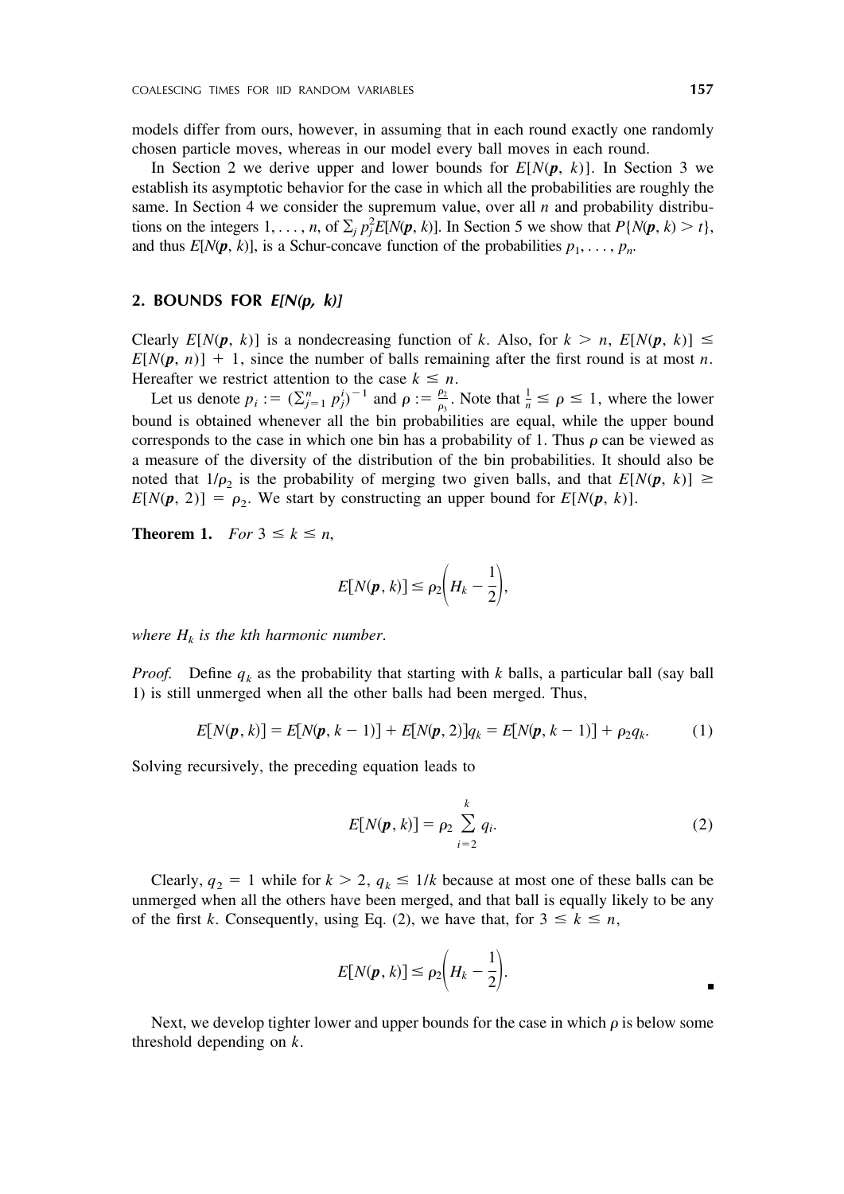models differ from ours, however, in assuming that in each round exactly one randomly chosen particle moves, whereas in our model every ball moves in each round.

In Section 2 we derive upper and lower bounds for $E[N(\boldsymbol{p}, k)]$. In Section 3 we establish its asymptotic behavior for the case in which all the probabilities are roughly the same. In Section 4 we consider the supremum value, over all $n$ and probability distributions on the integers $1, \ldots, n$, of $\sum_j p_j^2 E[N(\boldsymbol{p}, k)]$. In Section 5 we show that $P\{N(\boldsymbol{p}, k) > t\}$, and thus $E[N(\boldsymbol{p}, k)]$, is a Schur-concave function of the probabilities $p_1, \ldots, p_n$.

## 2. BOUNDS FOR *E[N(p, k)]*

Clearly $E[N(\boldsymbol{p}, k)]$ is a nondecreasing function of $k$. Also, for $k > n$, $E[N(\boldsymbol{p}, k)] \leq E[N(\boldsymbol{p}, n)] + 1$, since the number of balls remaining after the first round is at most $n$. Hereafter we restrict attention to the case $k \leq n$.

Let us denote $\rho_i := (\sum_{j=1}^n p_j^i)^{-1}$ and $\rho := \frac{\rho_2}{\rho_3}$. Note that $\frac{1}{n} \leq \rho \leq 1$, where the lower bound is obtained whenever all the bin probabilities are equal, while the upper bound corresponds to the case in which one bin has a probability of 1. Thus $\rho$ can be viewed as a measure of the diversity of the distribution of the bin probabilities. It should also be noted that $1/\rho_2$ is the probability of merging two given balls, and that $E[N(\boldsymbol{p}, k)] \geq E[N(\boldsymbol{p}, 2)] = \rho_2$. We start by constructing an upper bound for $E[N(\boldsymbol{p}, k)]$.

**Theorem 1.** *For* $3 \leq k \leq n$,

$$E[N(\boldsymbol{p}, k)] \leq \rho_2 \left( H_k - \frac{1}{2} \right),$$

*where* $H_k$ *is the kth harmonic number.*

*Proof.* Define $q_k$ as the probability that starting with $k$ balls, a particular ball (say ball 1) is still unmerged when all the other balls had been merged. Thus,

$$E[N(\boldsymbol{p}, k)] = E[N(\boldsymbol{p}, k-1)] + E[N(\boldsymbol{p}, 2)]q_k = E[N(\boldsymbol{p}, k-1)] + \rho_2 q_k. \tag{1}$$

Solving recursively, the preceding equation leads to

$$E[N(\boldsymbol{p}, k)] = \rho_2 \sum_{i=2}^{k} q_i. \tag{2}$$

Clearly, $q_2 = 1$ while for $k > 2$, $q_k \leq 1/k$ because at most one of these balls can be unmerged when all the others have been merged, and that ball is equally likely to be any of the first $k$. Consequently, using Eq. (2), we have that, for $3 \leq k \leq n$,

$$E[N(\boldsymbol{p}, k)] \leq \rho_2 \left( H_k - \frac{1}{2} \right).$$

∎

Next, we develop tighter lower and upper bounds for the case in which $\rho$ is below some threshold depending on $k$.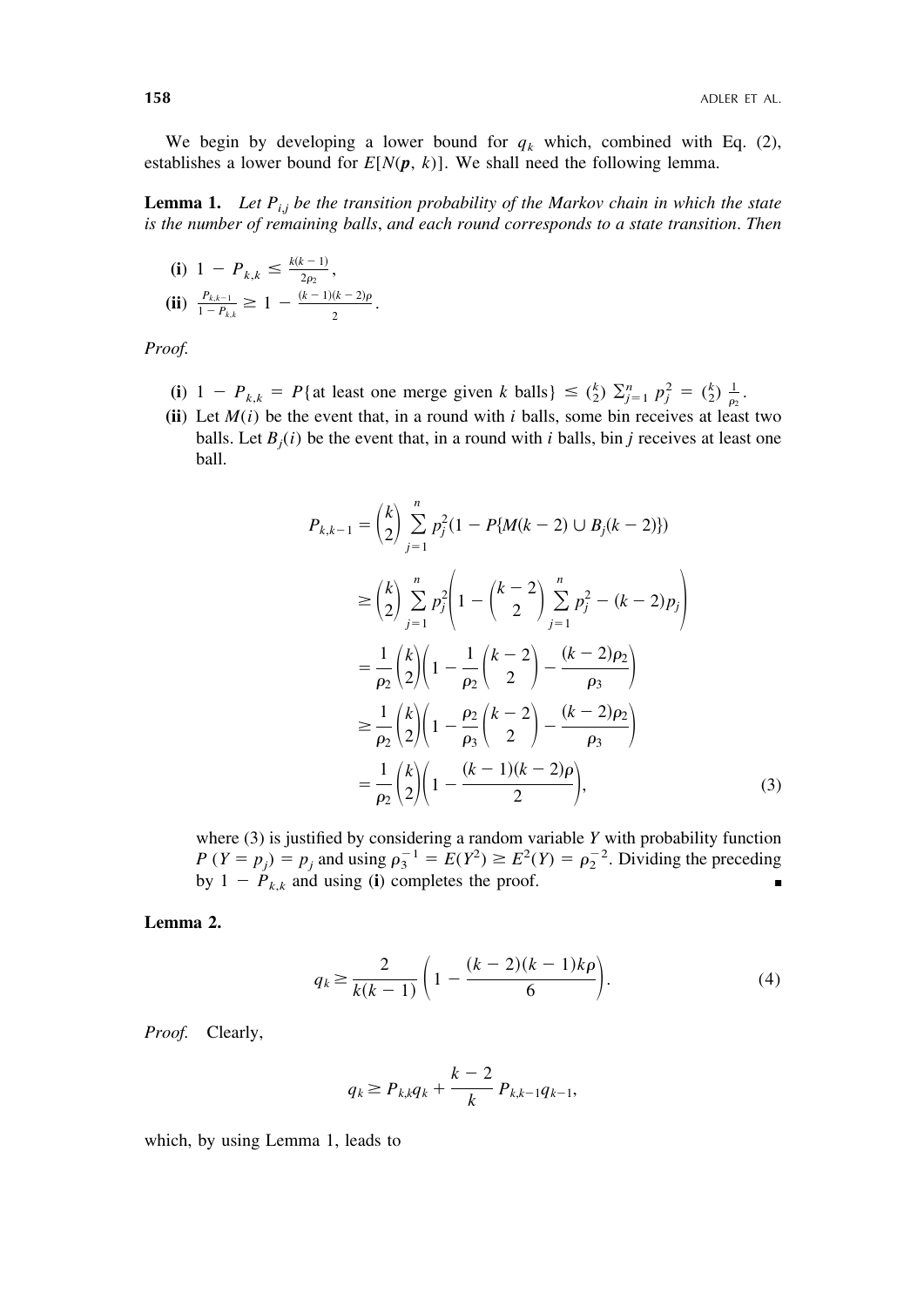We begin by developing a lower bound for $q_k$ which, combined with Eq. (2), establishes a lower bound for $E[N(\boldsymbol{p}, k)]$. We shall need the following lemma.

**Lemma 1.** *Let $P_{i,j}$ be the transition probability of the Markov chain in which the state is the number of remaining balls, and each round corresponds to a state transition. Then*

**(i)** $1 - P_{k,k} \leq \frac{k(k-1)}{2\rho_2}$,

**(ii)** $\frac{P_{k,k-1}}{1 - P_{k,k}} \geq 1 - \frac{(k-1)(k-2)\rho}{2}$.

*Proof.*

**(i)** $1 - P_{k,k} = P\{\text{at least one merge given } k \text{ balls}\} \leq \binom{k}{2} \sum_{j=1}^{n} p_j^2 = \binom{k}{2} \frac{1}{\rho_2}$.

**(ii)** Let $M(i)$ be the event that, in a round with $i$ balls, some bin receives at least two balls. Let $B_j(i)$ be the event that, in a round with $i$ balls, bin $j$ receives at least one ball.

$$
\begin{aligned}
P_{k,k-1} &= \binom{k}{2} \sum_{j=1}^{n} p_j^2 (1 - P\{M(k-2) \cup B_j(k-2)\}) \\
&\geq \binom{k}{2} \sum_{j=1}^{n} p_j^2 \left( 1 - \binom{k-2}{2} \sum_{j=1}^{n} p_j^2 - (k-2) p_j \right) \\
&= \frac{1}{\rho_2} \binom{k}{2} \left( 1 - \frac{1}{\rho_2} \binom{k-2}{2} - \frac{(k-2)\rho_2}{\rho_3} \right) \\
&\geq \frac{1}{\rho_2} \binom{k}{2} \left( 1 - \frac{\rho_2}{\rho_3} \binom{k-2}{2} - \frac{(k-2)\rho_2}{\rho_3} \right) \\
&= \frac{1}{\rho_2} \binom{k}{2} \left( 1 - \frac{(k-1)(k-2)\rho}{2} \right), \qquad (3)
\end{aligned}
$$

where (3) is justified by considering a random variable $Y$ with probability function $P(Y = p_j) = p_j$ and using $\rho_3^{-1} = E(Y^2) \geq E^2(Y) = \rho_2^{-2}$. Dividing the preceding by $1 - P_{k,k}$ and using (**i**) completes the proof. ∎

**Lemma 2.**

$$
q_k \geq \frac{2}{k(k-1)} \left( 1 - \frac{(k-2)(k-1)k\rho}{6} \right). \qquad (4)
$$

*Proof.* Clearly,

$$
q_k \geq P_{k,k} q_k + \frac{k-2}{k} P_{k,k-1} q_{k-1},
$$

which, by using Lemma 1, leads to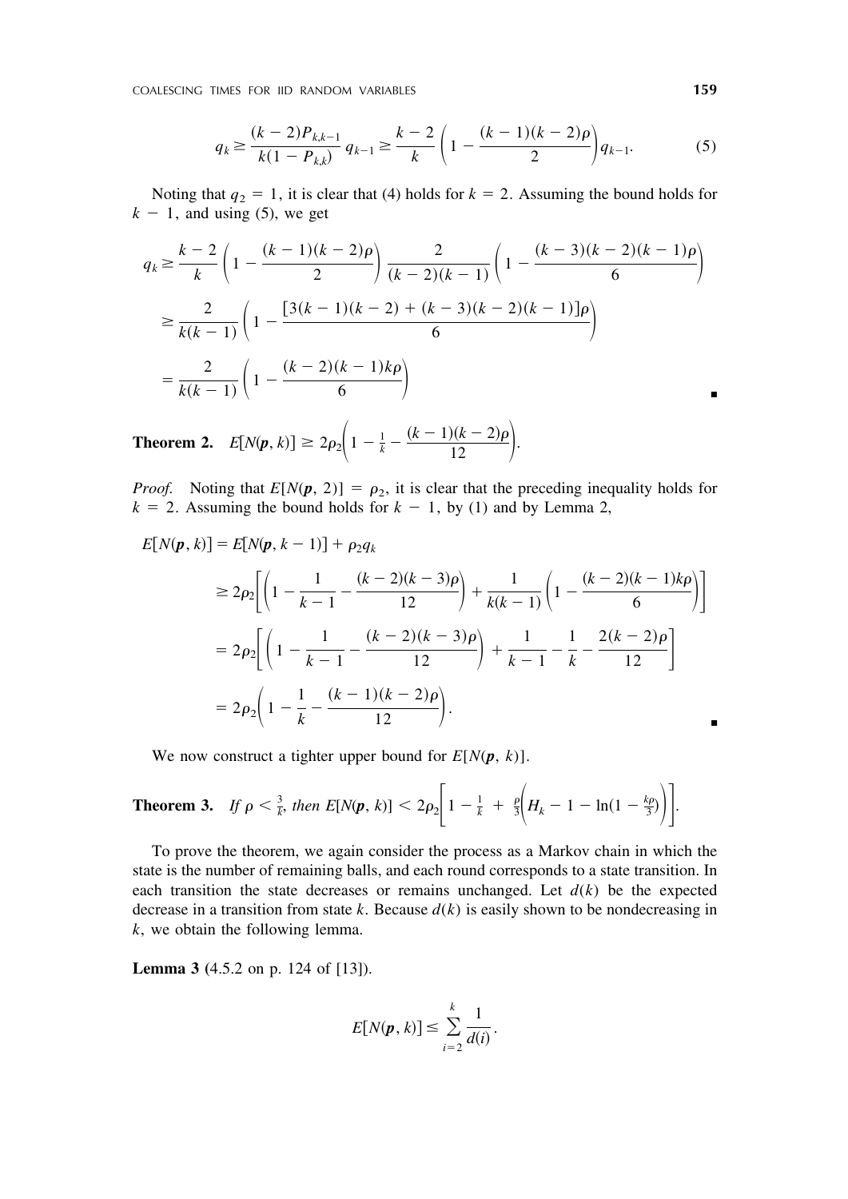$$q_k \geq \frac{(k-2)P_{k,k-1}}{k(1-P_{k,k})} q_{k-1} \geq \frac{k-2}{k}\left(1 - \frac{(k-1)(k-2)\rho}{2}\right) q_{k-1}. \tag{5}$$

Noting that $q_2 = 1$, it is clear that (4) holds for $k = 2$. Assuming the bound holds for $k - 1$, and using (5), we get

$$\begin{aligned}
q_k &\geq \frac{k-2}{k}\left(1 - \frac{(k-1)(k-2)\rho}{2}\right) \frac{2}{(k-2)(k-1)}\left(1 - \frac{(k-3)(k-2)(k-1)\rho}{6}\right) \\
&\geq \frac{2}{k(k-1)}\left(1 - \frac{[3(k-1)(k-2) + (k-3)(k-2)(k-1)]\rho}{6}\right) \\
&= \frac{2}{k(k-1)}\left(1 - \frac{(k-2)(k-1)k\rho}{6}\right)
\end{aligned}$$

∎

**Theorem 2.** $E[N(\boldsymbol{p}, k)] \geq 2\rho_2\left(1 - \frac{1}{k} - \frac{(k-1)(k-2)\rho}{12}\right).$

*Proof.* Noting that $E[N(\boldsymbol{p}, 2)] = \rho_2$, it is clear that the preceding inequality holds for $k = 2$. Assuming the bound holds for $k - 1$, by (1) and by Lemma 2,

$$\begin{aligned}
E[N(\boldsymbol{p}, k)] &= E[N(\boldsymbol{p}, k-1)] + \rho_2 q_k \\
&\geq 2\rho_2\left[\left(1 - \frac{1}{k-1} - \frac{(k-2)(k-3)\rho}{12}\right) + \frac{1}{k(k-1)}\left(1 - \frac{(k-2)(k-1)k\rho}{6}\right)\right] \\
&= 2\rho_2\left[\left(1 - \frac{1}{k-1} - \frac{(k-2)(k-3)\rho}{12}\right) + \frac{1}{k-1} - \frac{1}{k} - \frac{2(k-2)\rho}{12}\right] \\
&= 2\rho_2\left(1 - \frac{1}{k} - \frac{(k-1)(k-2)\rho}{12}\right).
\end{aligned}$$

∎

We now construct a tighter upper bound for $E[N(\boldsymbol{p}, k)]$.

**Theorem 3.** *If* $\rho < \frac{3}{k}$, *then* $E[N(\boldsymbol{p}, k)] < 2\rho_2\left[1 - \frac{1}{k} + \frac{\rho}{3}\left(H_k - 1 - \ln(1 - \frac{k\rho}{3})\right)\right].$

To prove the theorem, we again consider the process as a Markov chain in which the state is the number of remaining balls, and each round corresponds to a state transition. In each transition the state decreases or remains unchanged. Let $d(k)$ be the expected decrease in a transition from state $k$. Because $d(k)$ is easily shown to be nondecreasing in $k$, we obtain the following lemma.

**Lemma 3** (4.5.2 on p. 124 of [13]).

$$E[N(\boldsymbol{p}, k)] \leq \sum_{i=2}^{k} \frac{1}{d(i)}.$$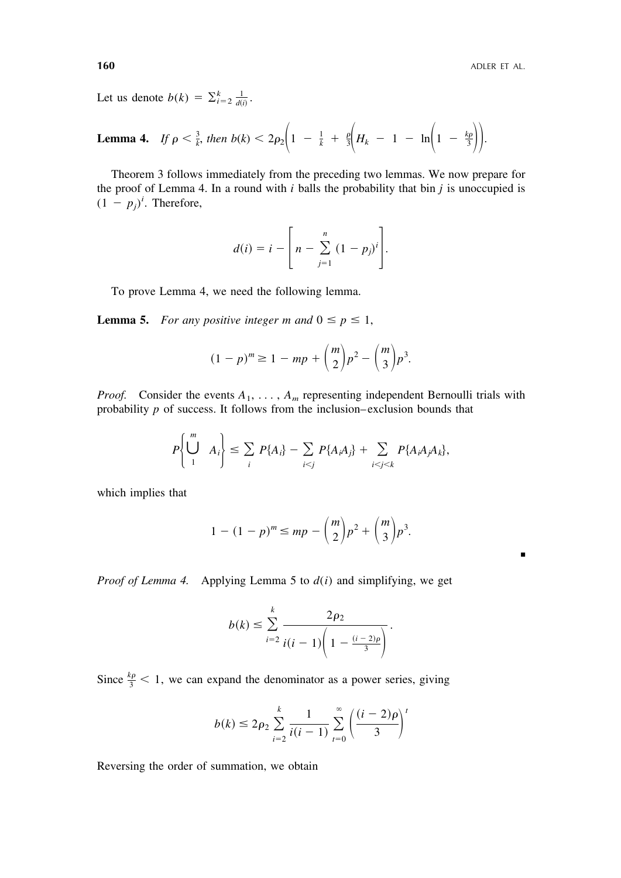Let us denote $b(k) = \sum_{i=2}^{k} \frac{1}{d(i)}$.

**Lemma 4.** *If $\rho < \frac{3}{k}$, then $b(k) < 2\rho_2\left(1 - \frac{1}{k} + \frac{\rho}{3}\left(H_k - 1 - \ln\left(1 - \frac{k\rho}{3}\right)\right)\right)$.*

Theorem 3 follows immediately from the preceding two lemmas. We now prepare for the proof of Lemma 4. In a round with $i$ balls the probability that bin $j$ is unoccupied is $(1 - p_j)^i$. Therefore,

$$d(i) = i - \left[ n - \sum_{j=1}^{n} (1 - p_j)^i \right].$$

To prove Lemma 4, we need the following lemma.

**Lemma 5.** *For any positive integer $m$ and $0 \le p \le 1$,*

$$(1 - p)^m \ge 1 - mp + \binom{m}{2}p^2 - \binom{m}{3}p^3.$$

*Proof.* Consider the events $A_1, \ldots, A_m$ representing independent Bernoulli trials with probability $p$ of success. It follows from the inclusion–exclusion bounds that

$$P\left\{\bigcup_{1}^{m} A_i\right\} \le \sum_i P\{A_i\} - \sum_{i<j} P\{A_iA_j\} + \sum_{i<j<k} P\{A_iA_jA_k\},$$

which implies that

$$1 - (1 - p)^m \le mp - \binom{m}{2}p^2 + \binom{m}{3}p^3.$$

∎

*Proof of Lemma 4.* Applying Lemma 5 to $d(i)$ and simplifying, we get

$$b(k) \le \sum_{i=2}^{k} \frac{2\rho_2}{i(i-1)\left(1 - \frac{(i-2)\rho}{3}\right)}.$$

Since $\frac{k\rho}{3} < 1$, we can expand the denominator as a power series, giving

$$b(k) \le 2\rho_2 \sum_{i=2}^{k} \frac{1}{i(i-1)} \sum_{t=0}^{\infty} \left(\frac{(i-2)\rho}{3}\right)^t$$

Reversing the order of summation, we obtain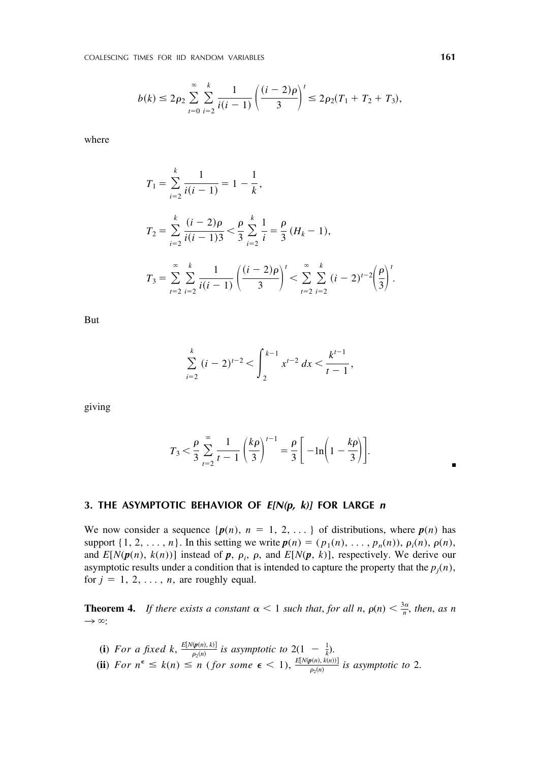$$b(k) \leq 2\rho_2 \sum_{t=0}^{\infty} \sum_{i=2}^{k} \frac{1}{i(i-1)} \left( \frac{(i-2)\rho}{3} \right)^t \leq 2\rho_2 (T_1 + T_2 + T_3),$$

where

$$T_1 = \sum_{i=2}^{k} \frac{1}{i(i-1)} = 1 - \frac{1}{k},$$

$$T_2 = \sum_{i=2}^{k} \frac{(i-2)\rho}{i(i-1)3} < \frac{\rho}{3} \sum_{i=2}^{k} \frac{1}{i} = \frac{\rho}{3} (H_k - 1),$$

$$T_3 = \sum_{t=2}^{\infty} \sum_{i=2}^{k} \frac{1}{i(i-1)} \left( \frac{(i-2)\rho}{3} \right)^t < \sum_{t=2}^{\infty} \sum_{i=2}^{k} (i-2)^{t-2} \left( \frac{\rho}{3} \right)^t.$$

But

$$\sum_{i=2}^{k} (i-2)^{t-2} < \int_2^{k-1} x^{t-2} \, dx < \frac{k^{t-1}}{t-1},$$

giving

$$T_3 < \frac{\rho}{3} \sum_{t=2}^{\infty} \frac{1}{t-1} \left( \frac{k\rho}{3} \right)^{t-1} = \frac{\rho}{3} \left[ -\ln\left( 1 - \frac{k\rho}{3} \right) \right].$$

■

## 3. THE ASYMPTOTIC BEHAVIOR OF $E[N(p, k)]$ FOR LARGE $n$

We now consider a sequence $\{\boldsymbol{p}(n),\ n = 1, 2, \ldots\}$ of distributions, where $\boldsymbol{p}(n)$ has support $\{1, 2, \ldots, n\}$. In this setting we write $\boldsymbol{p}(n) = (p_1(n), \ldots, p_n(n))$, $\rho_i(n)$, $\rho(n)$, and $E[N(\boldsymbol{p}(n), k(n))]$ instead of $\boldsymbol{p}$, $\rho_i$, $\rho$, and $E[N(\boldsymbol{p}, k)]$, respectively. We derive our asymptotic results under a condition that is intended to capture the property that the $p_j(n)$, for $j = 1, 2, \ldots, n$, are roughly equal.

**Theorem 4.** *If there exists a constant $\alpha < 1$ such that, for all $n$, $\rho(n) < \frac{3\alpha}{n}$, then, as $n \to \infty$:*

**(i)** *For a fixed $k$, $\frac{E[N(\boldsymbol{p}(n), k)]}{\rho_2(n)}$ is asymptotic to $2(1 - \frac{1}{k})$.*

**(ii)** *For $n^{\epsilon} \leq k(n) \leq n$ (for some $\epsilon < 1$), $\frac{E[N(\boldsymbol{p}(n), k(n))]}{\rho_2(n)}$ is asymptotic to 2.*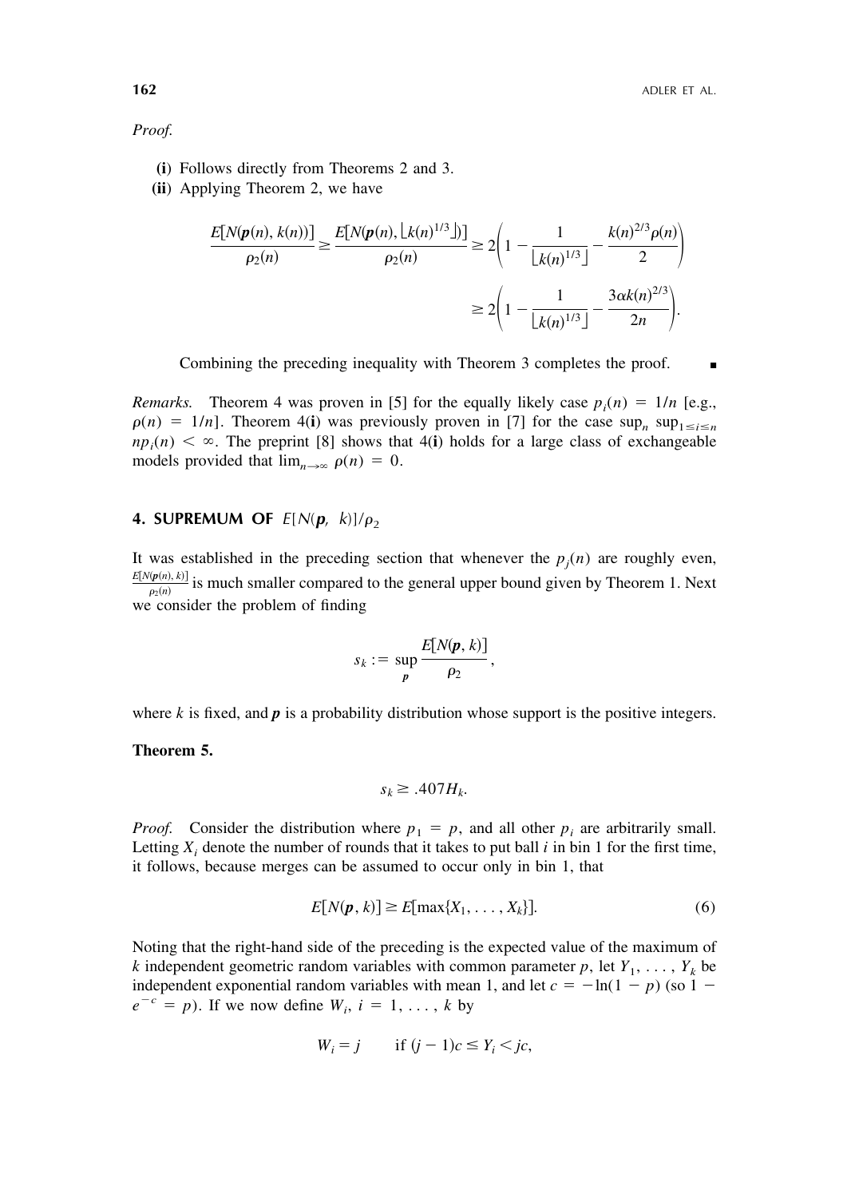*Proof.*

**(i)** Follows directly from Theorems 2 and 3.

**(ii)** Applying Theorem 2, we have

$$\frac{E[N(\boldsymbol{p}(n), k(n))]}{\rho_2(n)} \geq \frac{E[N(\boldsymbol{p}(n), \lfloor k(n)^{1/3} \rfloor)]}{\rho_2(n)} \geq 2\left(1 - \frac{1}{\lfloor k(n)^{1/3} \rfloor} - \frac{k(n)^{2/3}\rho(n)}{2}\right)$$

$$\geq 2\left(1 - \frac{1}{\lfloor k(n)^{1/3} \rfloor} - \frac{3\alpha k(n)^{2/3}}{2n}\right).$$

Combining the preceding inequality with Theorem 3 completes the proof. ∎

*Remarks.* Theorem 4 was proven in [5] for the equally likely case $p_i(n) = 1/n$ [e.g., $\rho(n) = 1/n$]. Theorem 4(**i**) was previously proven in [7] for the case $\sup_n \sup_{1 \leq i \leq n} np_i(n) < \infty$. The preprint [8] shows that 4(**i**) holds for a large class of exchangeable models provided that $\lim_{n\to\infty} \rho(n) = 0$.

## 4. SUPREMUM OF $E[N(\boldsymbol{p},\ k)]/\rho_2$

It was established in the preceding section that whenever the $p_j(n)$ are roughly even, $\frac{E[N(\boldsymbol{p}(n), k)]}{\rho_2(n)}$ is much smaller compared to the general upper bound given by Theorem 1. Next we consider the problem of finding

$$s_k := \sup_{\boldsymbol{p}} \frac{E[N(\boldsymbol{p}, k)]}{\rho_2},$$

where $k$ is fixed, and $\boldsymbol{p}$ is a probability distribution whose support is the positive integers.

**Theorem 5.**

$$s_k \geq .407 H_k.$$

*Proof.* Consider the distribution where $p_1 = p$, and all other $p_i$ are arbitrarily small. Letting $X_i$ denote the number of rounds that it takes to put ball $i$ in bin 1 for the first time, it follows, because merges can be assumed to occur only in bin 1, that

$$E[N(\boldsymbol{p}, k)] \geq E[\max\{X_1, \ldots, X_k\}]. \tag{6}$$

Noting that the right-hand side of the preceding is the expected value of the maximum of $k$ independent geometric random variables with common parameter $p$, let $Y_1, \ldots, Y_k$ be independent exponential random variables with mean 1, and let $c = -\ln(1 - p)$ (so $1 - e^{-c} = p$). If we now define $W_i$, $i = 1, \ldots, k$ by

$$W_i = j \qquad \text{if } (j-1)c \leq Y_i < jc,$$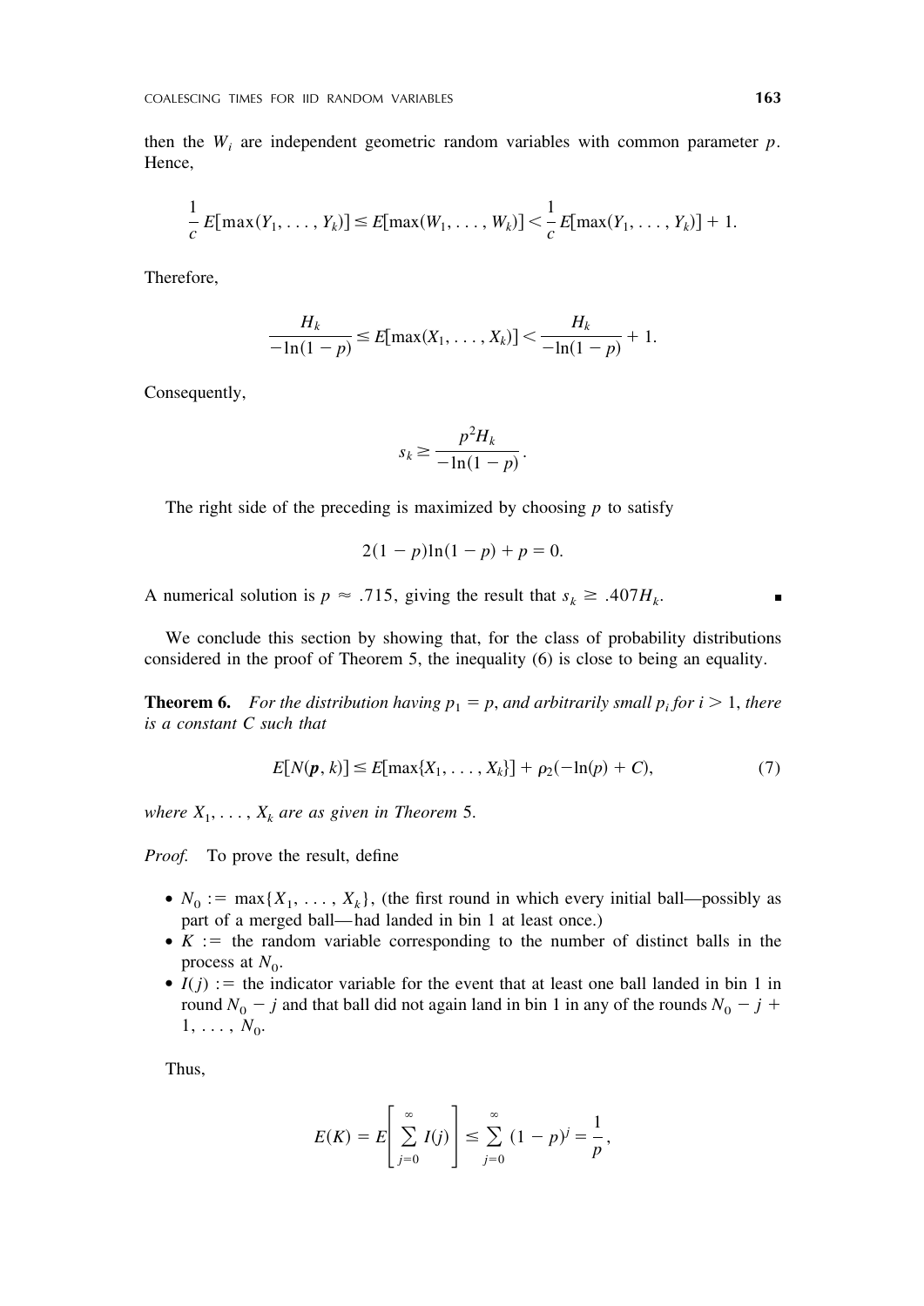then the $W_i$ are independent geometric random variables with common parameter $p$. Hence,

$$\frac{1}{c}E[\max(Y_1, \ldots, Y_k)] \leq E[\max(W_1, \ldots, W_k)] < \frac{1}{c}E[\max(Y_1, \ldots, Y_k)] + 1.$$

Therefore,

$$\frac{H_k}{-\ln(1-p)} \leq E[\max(X_1, \ldots, X_k)] < \frac{H_k}{-\ln(1-p)} + 1.$$

Consequently,

$$s_k \geq \frac{p^2 H_k}{-\ln(1-p)}.$$

The right side of the preceding is maximized by choosing $p$ to satisfy

$$2(1-p)\ln(1-p) + p = 0.$$

A numerical solution is $p \approx .715$, giving the result that $s_k \geq .407 H_k$. ∎

We conclude this section by showing that, for the class of probability distributions considered in the proof of Theorem 5, the inequality (6) is close to being an equality.

**Theorem 6.** *For the distribution having $p_1 = p$, and arbitrarily small $p_i$ for $i > 1$, there is a constant $C$ such that*

$$E[N(\boldsymbol{p}, k)] \leq E[\max\{X_1, \ldots, X_k\}] + \rho_2(-\ln(p) + C), \tag{7}$$

*where $X_1, \ldots, X_k$ are as given in Theorem* 5.

*Proof.* To prove the result, define

- $N_0 := \max\{X_1, \ldots, X_k\}$, (the first round in which every initial ball—possibly as part of a merged ball—had landed in bin 1 at least once.)
- $K :=$ the random variable corresponding to the number of distinct balls in the process at $N_0$.
- $I(j) :=$ the indicator variable for the event that at least one ball landed in bin 1 in round $N_0 - j$ and that ball did not again land in bin 1 in any of the rounds $N_0 - j + 1, \ldots, N_0$.

Thus,

$$E(K) = E\left[\sum_{j=0}^{\infty} I(j)\right] \leq \sum_{j=0}^{\infty} (1-p)^j = \frac{1}{p},$$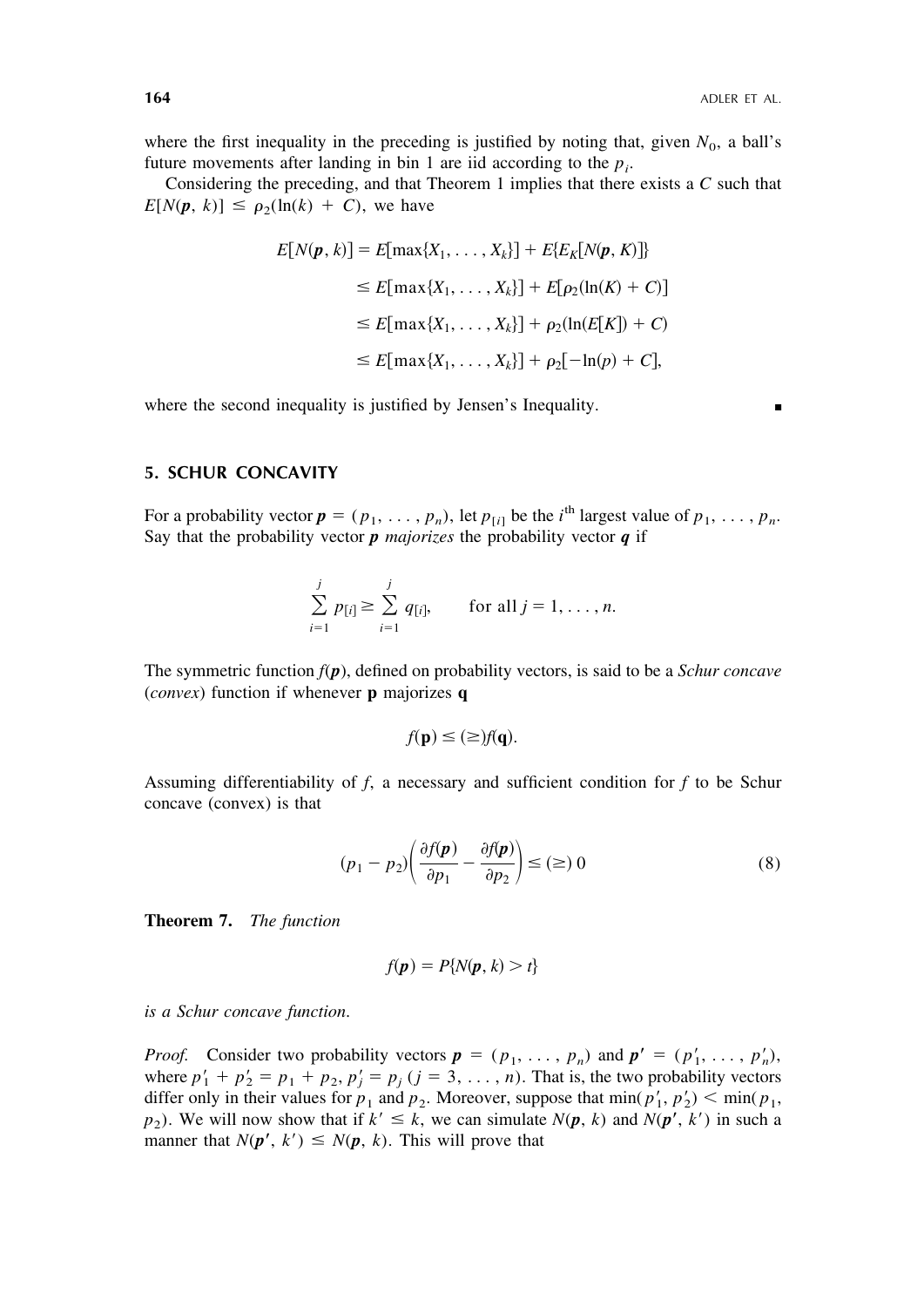where the first inequality in the preceding is justified by noting that, given $N_0$, a ball's future movements after landing in bin 1 are iid according to the $p_i$.

Considering the preceding, and that Theorem 1 implies that there exists a $C$ such that $E[N(\boldsymbol{p}, k)] \leq \rho_2(\ln(k) + C)$, we have

$$
\begin{aligned}
E[N(\boldsymbol{p}, k)] &= E[\max\{X_1, \ldots, X_k\}] + E\{E_K[N(\boldsymbol{p}, K)]\} \\
&\leq E[\max\{X_1, \ldots, X_k\}] + E[\rho_2(\ln(K) + C)] \\
&\leq E[\max\{X_1, \ldots, X_k\}] + \rho_2(\ln(E[K]) + C) \\
&\leq E[\max\{X_1, \ldots, X_k\}] + \rho_2[-\ln(p) + C],
\end{aligned}
$$

where the second inequality is justified by Jensen's Inequality. ∎

## 5. SCHUR CONCAVITY

For a probability vector $\boldsymbol{p} = (p_1, \ldots, p_n)$, let $p_{[i]}$ be the $i^{\text{th}}$ largest value of $p_1, \ldots, p_n$. Say that the probability vector $\boldsymbol{p}$ *majorizes* the probability vector $\boldsymbol{q}$ if

$$
\sum_{i=1}^{j} p_{[i]} \geq \sum_{i=1}^{j} q_{[i]}, \qquad \text{for all } j = 1, \ldots, n.
$$

The symmetric function $f(\boldsymbol{p})$, defined on probability vectors, is said to be a *Schur concave* (*convex*) function if whenever $\mathbf{p}$ majorizes $\mathbf{q}$

$$
f(\mathbf{p}) \leq (\geq) f(\mathbf{q}).
$$

Assuming differentiability of $f$, a necessary and sufficient condition for $f$ to be Schur concave (convex) is that

$$
(p_1 - p_2)\left(\frac{\partial f(\boldsymbol{p})}{\partial p_1} - \frac{\partial f(\boldsymbol{p})}{\partial p_2}\right) \leq (\geq)\, 0 \tag{8}
$$

**Theorem 7.** *The function*

$$
f(\boldsymbol{p}) = P\{N(\boldsymbol{p}, k) > t\}
$$

*is a Schur concave function.*

*Proof.* Consider two probability vectors $\boldsymbol{p} = (p_1, \ldots, p_n)$ and $\boldsymbol{p}' = (p'_1, \ldots, p'_n)$, where $p'_1 + p'_2 = p_1 + p_2$, $p'_j = p_j$ $(j = 3, \ldots, n)$. That is, the two probability vectors differ only in their values for $p_1$ and $p_2$. Moreover, suppose that $\min(p'_1, p'_2) < \min(p_1, p_2)$. We will now show that if $k' \leq k$, we can simulate $N(\boldsymbol{p}, k)$ and $N(\boldsymbol{p}', k')$ in such a manner that $N(\boldsymbol{p}', k') \leq N(\boldsymbol{p}, k)$. This will prove that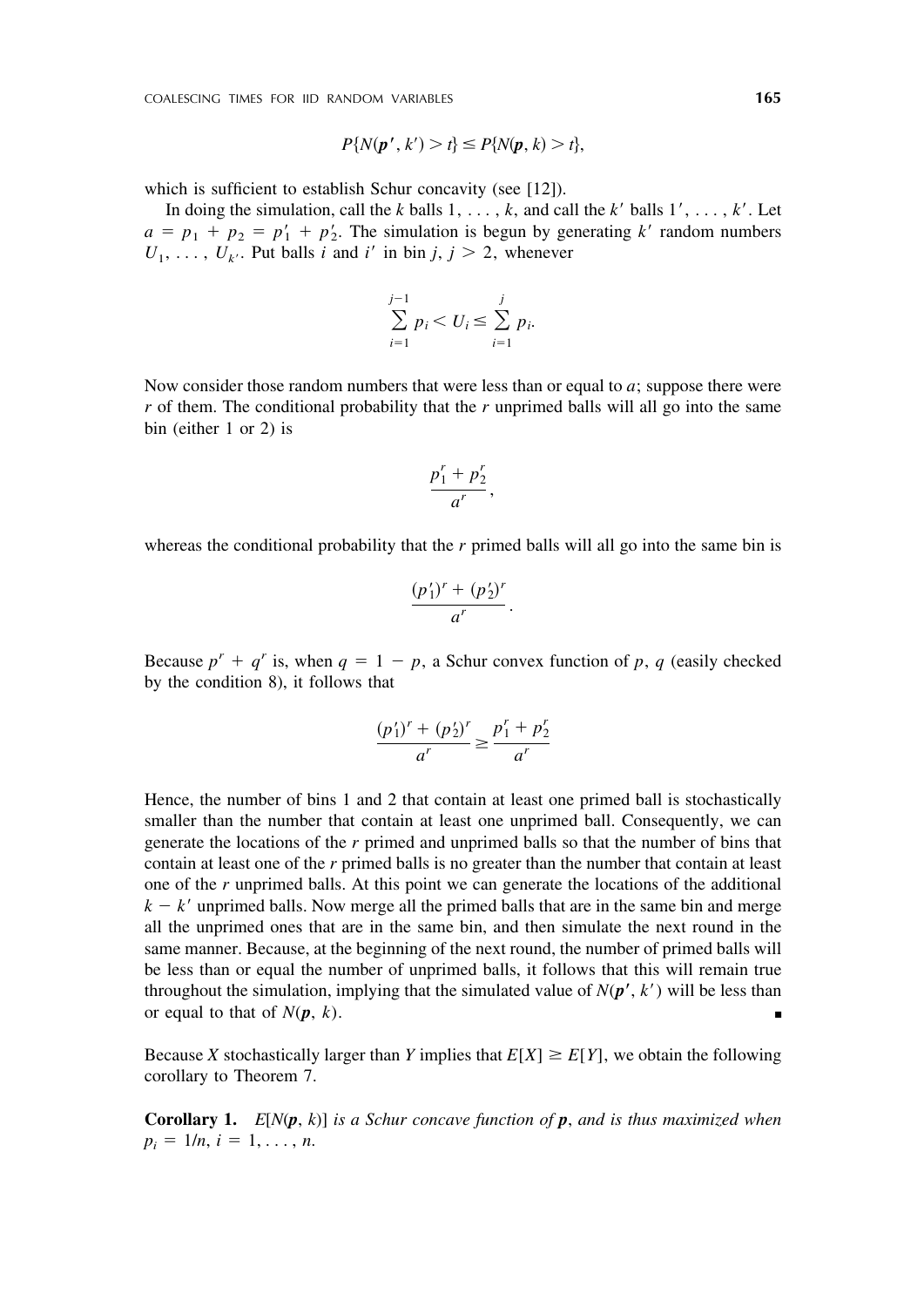$$P\{N(\boldsymbol{p}', k') > t\} \le P\{N(\boldsymbol{p}, k) > t\},$$

which is sufficient to establish Schur concavity (see [12]).

In doing the simulation, call the $k$ balls $1, \ldots, k$, and call the $k'$ balls $1', \ldots, k'$. Let $a = p_1 + p_2 = p_1' + p_2'$. The simulation is begun by generating $k'$ random numbers $U_1, \ldots, U_{k'}$. Put balls $i$ and $i'$ in bin $j$, $j > 2$, whenever

$$\sum_{i=1}^{j-1} p_i < U_i \le \sum_{i=1}^{j} p_i.$$

Now consider those random numbers that were less than or equal to $a$; suppose there were $r$ of them. The conditional probability that the $r$ unprimed balls will all go into the same bin (either 1 or 2) is

$$\frac{p_1^r + p_2^r}{a^r},$$

whereas the conditional probability that the $r$ primed balls will all go into the same bin is

$$\frac{(p_1')^r + (p_2')^r}{a^r}.$$

Because $p^r + q^r$ is, when $q = 1 - p$, a Schur convex function of $p$, $q$ (easily checked by the condition 8), it follows that

$$\frac{(p_1')^r + (p_2')^r}{a^r} \ge \frac{p_1^r + p_2^r}{a^r}$$

Hence, the number of bins 1 and 2 that contain at least one primed ball is stochastically smaller than the number that contain at least one unprimed ball. Consequently, we can generate the locations of the $r$ primed and unprimed balls so that the number of bins that contain at least one of the $r$ primed balls is no greater than the number that contain at least one of the $r$ unprimed balls. At this point we can generate the locations of the additional $k - k'$ unprimed balls. Now merge all the primed balls that are in the same bin and merge all the unprimed ones that are in the same bin, and then simulate the next round in the same manner. Because, at the beginning of the next round, the number of primed balls will be less than or equal the number of unprimed balls, it follows that this will remain true throughout the simulation, implying that the simulated value of $N(\boldsymbol{p}', k')$ will be less than or equal to that of $N(\boldsymbol{p}, k)$. ∎

Because $X$ stochastically larger than $Y$ implies that $E[X] \ge E[Y]$, we obtain the following corollary to Theorem 7.

**Corollary 1.** *$E[N(\boldsymbol{p}, k)]$ is a Schur concave function of $\boldsymbol{p}$, and is thus maximized when $p_i = 1/n$, $i = 1, \ldots, n$.*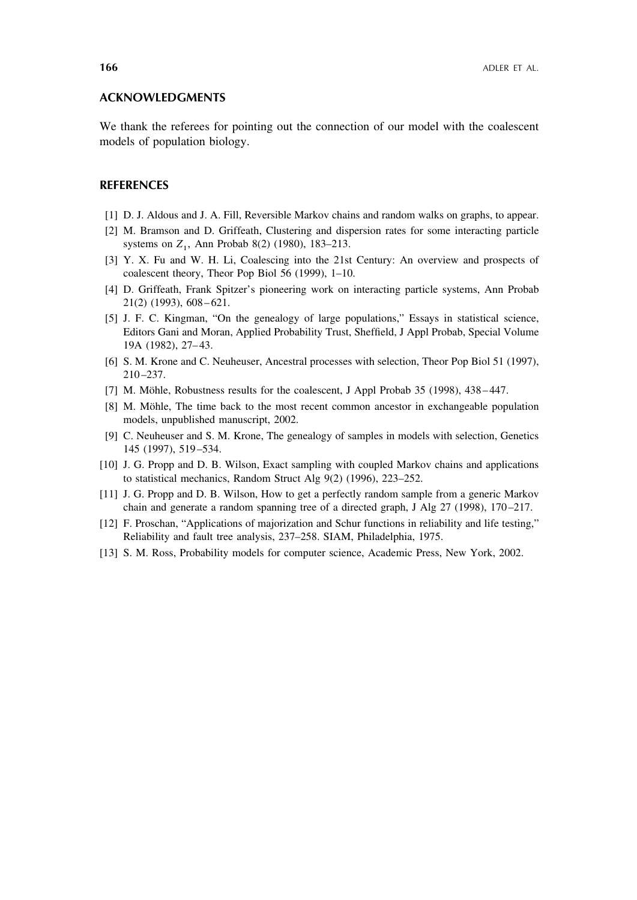## ACKNOWLEDGMENTS

We thank the referees for pointing out the connection of our model with the coalescent models of population biology.

## REFERENCES

[1] D. J. Aldous and J. A. Fill, Reversible Markov chains and random walks on graphs, to appear.

[2] M. Bramson and D. Griffeath, Clustering and dispersion rates for some interacting particle systems on $Z_1$, Ann Probab 8(2) (1980), 183–213.

[3] Y. X. Fu and W. H. Li, Coalescing into the 21st Century: An overview and prospects of coalescent theory, Theor Pop Biol 56 (1999), 1–10.

[4] D. Griffeath, Frank Spitzer's pioneering work on interacting particle systems, Ann Probab 21(2) (1993), 608–621.

[5] J. F. C. Kingman, "On the genealogy of large populations," Essays in statistical science, Editors Gani and Moran, Applied Probability Trust, Sheffield, J Appl Probab, Special Volume 19A (1982), 27–43.

[6] S. M. Krone and C. Neuheuser, Ancestral processes with selection, Theor Pop Biol 51 (1997), 210–237.

[7] M. Möhle, Robustness results for the coalescent, J Appl Probab 35 (1998), 438–447.

[8] M. Möhle, The time back to the most recent common ancestor in exchangeable population models, unpublished manuscript, 2002.

[9] C. Neuheuser and S. M. Krone, The genealogy of samples in models with selection, Genetics 145 (1997), 519–534.

[10] J. G. Propp and D. B. Wilson, Exact sampling with coupled Markov chains and applications to statistical mechanics, Random Struct Alg 9(2) (1996), 223–252.

[11] J. G. Propp and D. B. Wilson, How to get a perfectly random sample from a generic Markov chain and generate a random spanning tree of a directed graph, J Alg 27 (1998), 170–217.

[12] F. Proschan, "Applications of majorization and Schur functions in reliability and life testing," Reliability and fault tree analysis, 237–258. SIAM, Philadelphia, 1975.

[13] S. M. Ross, Probability models for computer science, Academic Press, New York, 2002.